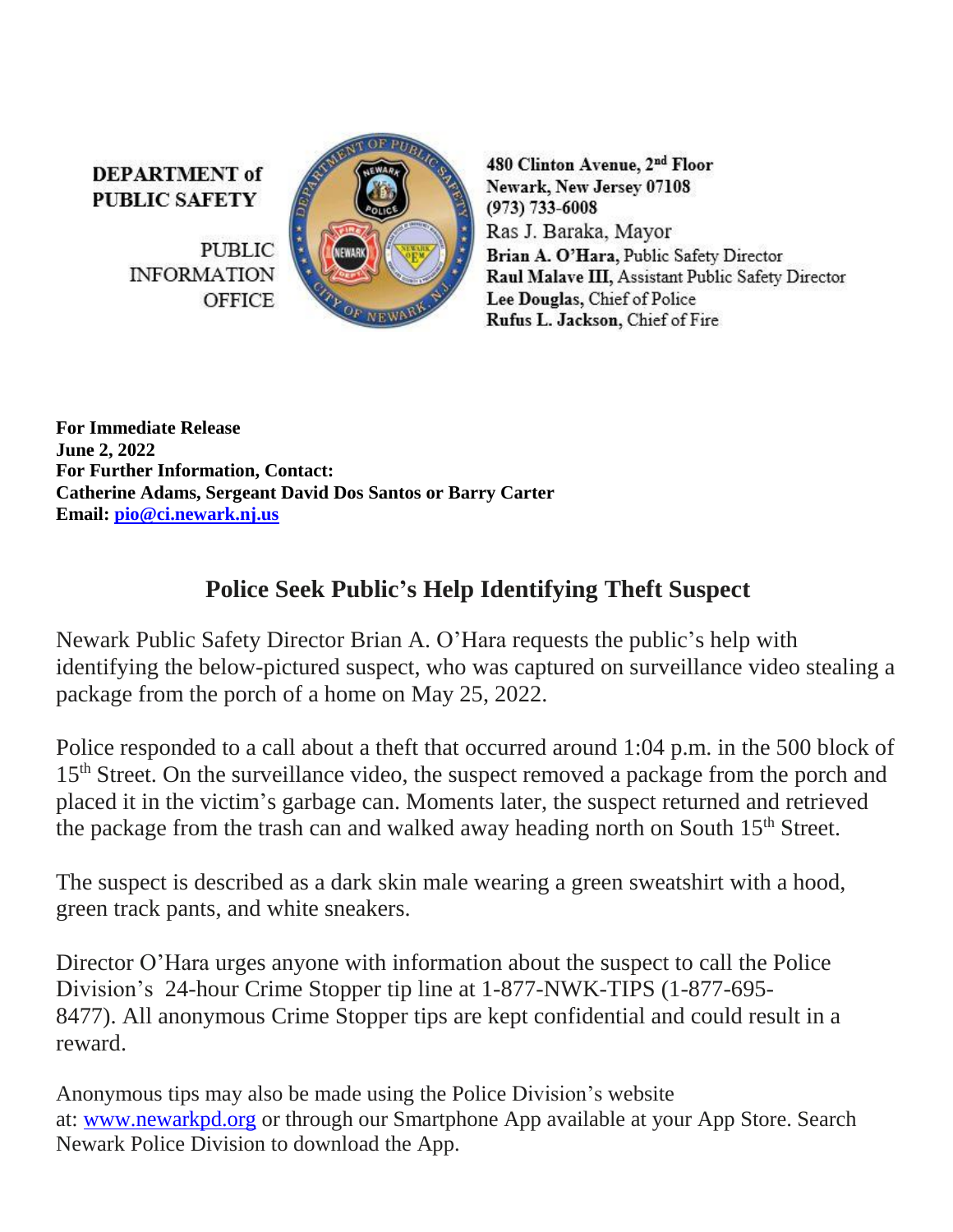**DEPARTMENT of PUBLIC SAFETY**

PUBLIC INFORMATION OFFICE

**480 Clinton Avenue, 2nd Floor**
**Newark, New Jersey 07108**
**(973) 733-6008**
Ras J. Baraka, Mayor
**Brian A. O'Hara,** Public Safety Director
**Raul Malave III,** Assistant Public Safety Director
**Lee Douglas,** Chief of Police
**Rufus L. Jackson,** Chief of Fire

**For Immediate Release**
**June 2, 2022**
**For Further Information, Contact:**
**Catherine Adams, Sergeant David Dos Santos or Barry Carter**
**Email: pio@ci.newark.nj.us**

## Police Seek Public's Help Identifying Theft Suspect

Newark Public Safety Director Brian A. O'Hara requests the public's help with identifying the below-pictured suspect, who was captured on surveillance video stealing a package from the porch of a home on May 25, 2022.

Police responded to a call about a theft that occurred around 1:04 p.m. in the 500 block of 15th Street. On the surveillance video, the suspect removed a package from the porch and placed it in the victim's garbage can. Moments later, the suspect returned and retrieved the package from the trash can and walked away heading north on South 15th Street.

The suspect is described as a dark skin male wearing a green sweatshirt with a hood, green track pants, and white sneakers.

Director O'Hara urges anyone with information about the suspect to call the Police Division's 24-hour Crime Stopper tip line at 1-877-NWK-TIPS (1-877-695-8477). All anonymous Crime Stopper tips are kept confidential and could result in a reward.

Anonymous tips may also be made using the Police Division's website at: www.newarkpd.org or through our Smartphone App available at your App Store. Search Newark Police Division to download the App.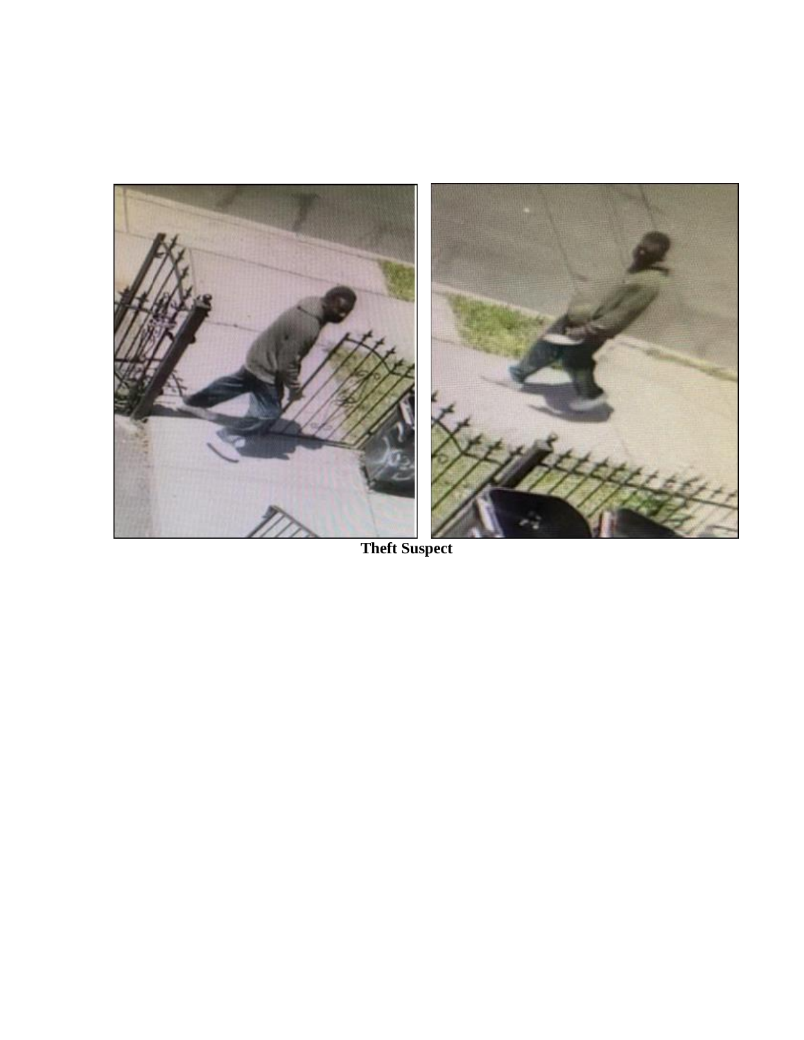**Theft Suspect**